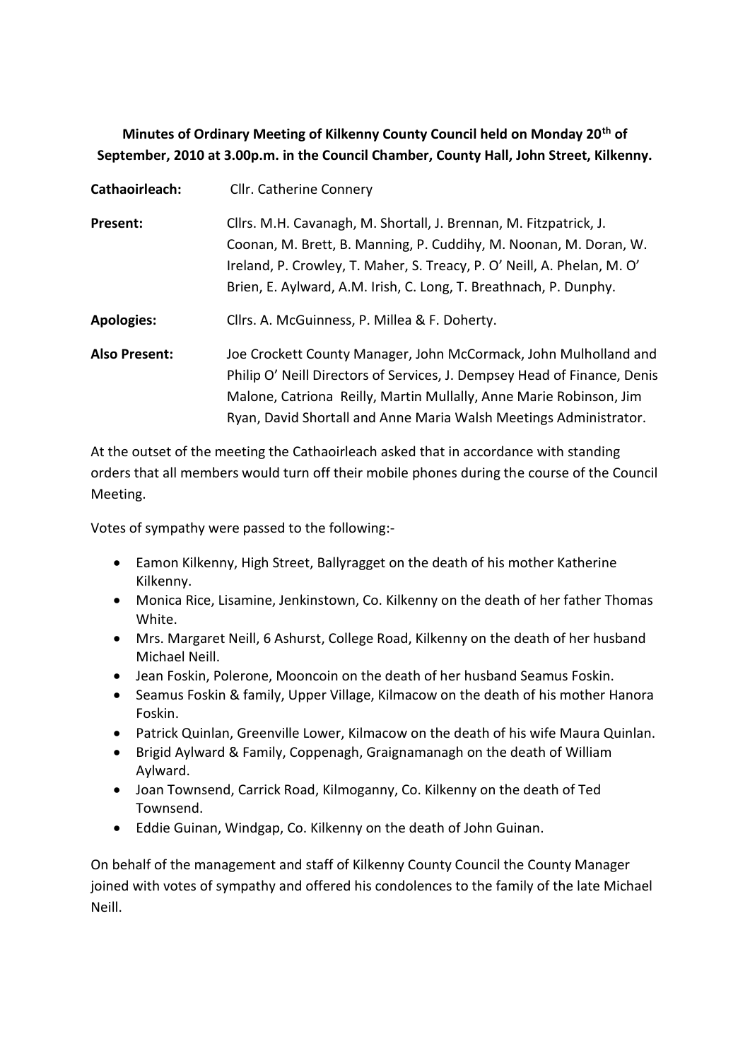**Minutes of Ordinary Meeting of Kilkenny County Council held on Monday 20th of September, 2010 at 3.00p.m. in the Council Chamber, County Hall, John Street, Kilkenny.**

**Cathaoirleach:** Cllr. Catherine Connery

**Present:** Cllrs. M.H. Cavanagh, M. Shortall, J. Brennan, M. Fitzpatrick, J. Coonan, M. Brett, B. Manning, P. Cuddihy, M. Noonan, M. Doran, W. Ireland, P. Crowley, T. Maher, S. Treacy, P. O' Neill, A. Phelan, M. O' Brien, E. Aylward, A.M. Irish, C. Long, T. Breathnach, P. Dunphy.

**Apologies:** Cllrs. A. McGuinness, P. Millea & F. Doherty.

**Also Present:** Joe Crockett County Manager, John McCormack, John Mulholland and Philip O' Neill Directors of Services, J. Dempsey Head of Finance, Denis Malone, Catriona Reilly, Martin Mullally, Anne Marie Robinson, Jim Ryan, David Shortall and Anne Maria Walsh Meetings Administrator.

At the outset of the meeting the Cathaoirleach asked that in accordance with standing orders that all members would turn off their mobile phones during the course of the Council Meeting.

Votes of sympathy were passed to the following:-

- Eamon Kilkenny, High Street, Ballyragget on the death of his mother Katherine Kilkenny.
- Monica Rice, Lisamine, Jenkinstown, Co. Kilkenny on the death of her father Thomas White.
- Mrs. Margaret Neill, 6 Ashurst, College Road, Kilkenny on the death of her husband Michael Neill.
- Jean Foskin, Polerone, Mooncoin on the death of her husband Seamus Foskin.
- Seamus Foskin & family, Upper Village, Kilmacow on the death of his mother Hanora Foskin.
- Patrick Quinlan, Greenville Lower, Kilmacow on the death of his wife Maura Quinlan.
- Brigid Aylward & Family, Coppenagh, Graignamanagh on the death of William Aylward.
- Joan Townsend, Carrick Road, Kilmoganny, Co. Kilkenny on the death of Ted Townsend.
- Eddie Guinan, Windgap, Co. Kilkenny on the death of John Guinan.

On behalf of the management and staff of Kilkenny County Council the County Manager joined with votes of sympathy and offered his condolences to the family of the late Michael Neill.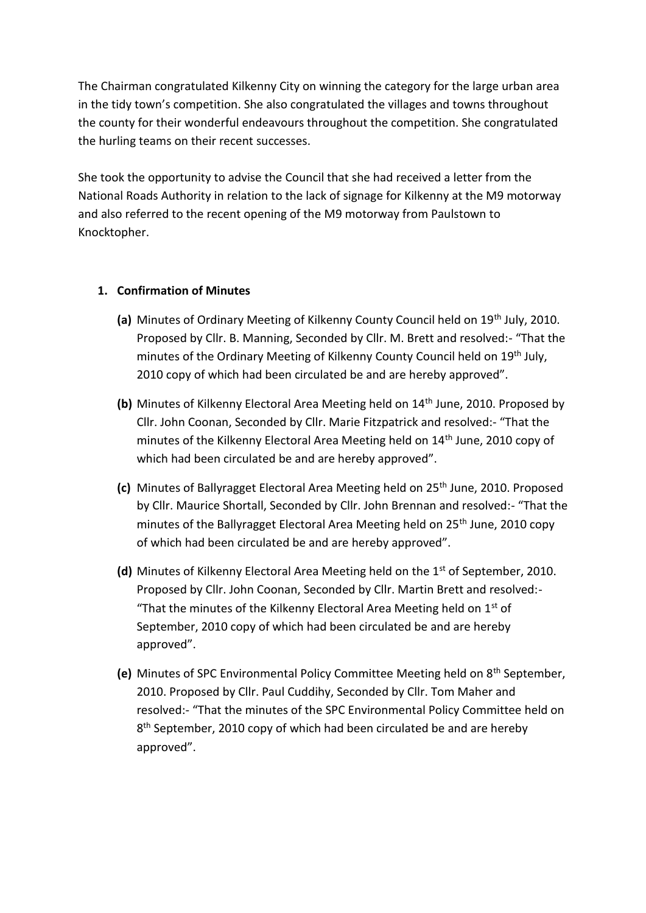The Chairman congratulated Kilkenny City on winning the category for the large urban area in the tidy town's competition. She also congratulated the villages and towns throughout the county for their wonderful endeavours throughout the competition. She congratulated the hurling teams on their recent successes.

She took the opportunity to advise the Council that she had received a letter from the National Roads Authority in relation to the lack of signage for Kilkenny at the M9 motorway and also referred to the recent opening of the M9 motorway from Paulstown to Knocktopher.

1. **Confirmation of Minutes**

   **(a)** Minutes of Ordinary Meeting of Kilkenny County Council held on 19th July, 2010. Proposed by Cllr. B. Manning, Seconded by Cllr. M. Brett and resolved:- "That the minutes of the Ordinary Meeting of Kilkenny County Council held on 19th July, 2010 copy of which had been circulated be and are hereby approved".

   **(b)** Minutes of Kilkenny Electoral Area Meeting held on 14th June, 2010. Proposed by Cllr. John Coonan, Seconded by Cllr. Marie Fitzpatrick and resolved:- "That the minutes of the Kilkenny Electoral Area Meeting held on 14th June, 2010 copy of which had been circulated be and are hereby approved".

   **(c)** Minutes of Ballyragget Electoral Area Meeting held on 25th June, 2010. Proposed by Cllr. Maurice Shortall, Seconded by Cllr. John Brennan and resolved:- "That the minutes of the Ballyragget Electoral Area Meeting held on 25th June, 2010 copy of which had been circulated be and are hereby approved".

   **(d)** Minutes of Kilkenny Electoral Area Meeting held on the 1st of September, 2010. Proposed by Cllr. John Coonan, Seconded by Cllr. Martin Brett and resolved:- "That the minutes of the Kilkenny Electoral Area Meeting held on 1st of September, 2010 copy of which had been circulated be and are hereby approved".

   **(e)** Minutes of SPC Environmental Policy Committee Meeting held on 8th September, 2010. Proposed by Cllr. Paul Cuddihy, Seconded by Cllr. Tom Maher and resolved:- "That the minutes of the SPC Environmental Policy Committee held on 8th September, 2010 copy of which had been circulated be and are hereby approved".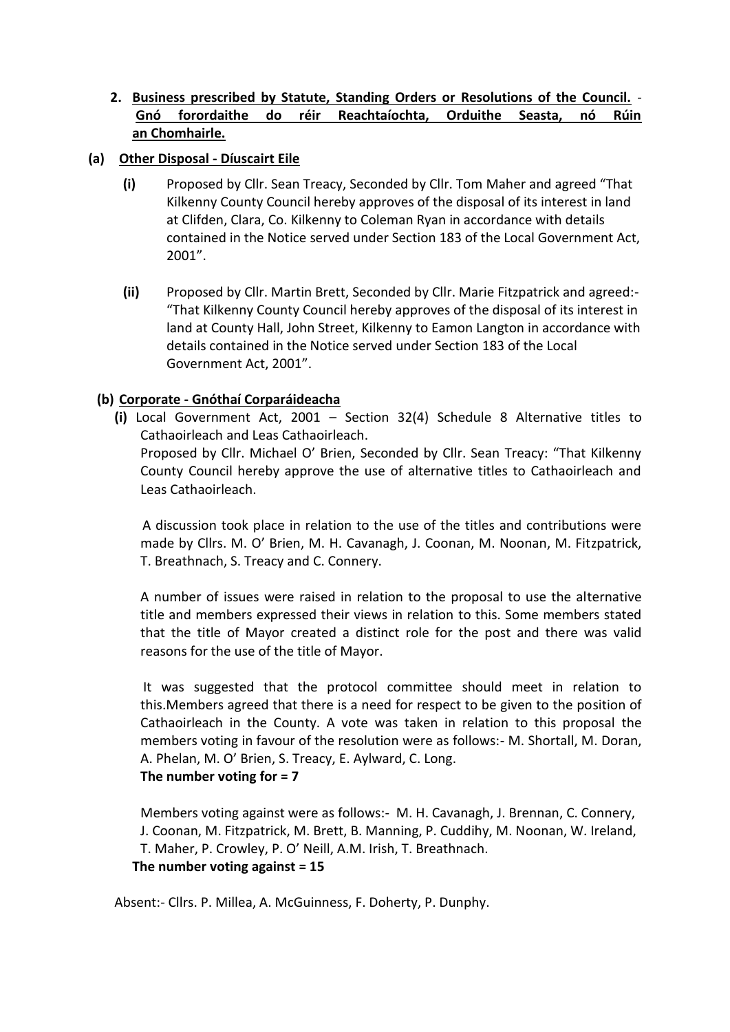2. **Business prescribed by Statute, Standing Orders or Resolutions of the Council. - Gnó forordaithe do réir Reachtaíochta, Orduithe Seasta, nó Rúin an Chomhairle.**

**(a) Other Disposal - Díuscairt Eile**

**(i)** Proposed by Cllr. Sean Treacy, Seconded by Cllr. Tom Maher and agreed "That Kilkenny County Council hereby approves of the disposal of its interest in land at Clifden, Clara, Co. Kilkenny to Coleman Ryan in accordance with details contained in the Notice served under Section 183 of the Local Government Act, 2001".

**(ii)** Proposed by Cllr. Martin Brett, Seconded by Cllr. Marie Fitzpatrick and agreed:- "That Kilkenny County Council hereby approves of the disposal of its interest in land at County Hall, John Street, Kilkenny to Eamon Langton in accordance with details contained in the Notice served under Section 183 of the Local Government Act, 2001".

**(b) Corporate - Gnóthaí Corparáideacha**

**(i)** Local Government Act, 2001 – Section 32(4) Schedule 8 Alternative titles to Cathaoirleach and Leas Cathaoirleach.

Proposed by Cllr. Michael O' Brien, Seconded by Cllr. Sean Treacy: "That Kilkenny County Council hereby approve the use of alternative titles to Cathaoirleach and Leas Cathaoirleach.

A discussion took place in relation to the use of the titles and contributions were made by Cllrs. M. O' Brien, M. H. Cavanagh, J. Coonan, M. Noonan, M. Fitzpatrick, T. Breathnach, S. Treacy and C. Connery.

A number of issues were raised in relation to the proposal to use the alternative title and members expressed their views in relation to this. Some members stated that the title of Mayor created a distinct role for the post and there was valid reasons for the use of the title of Mayor.

It was suggested that the protocol committee should meet in relation to this.Members agreed that there is a need for respect to be given to the position of Cathaoirleach in the County. A vote was taken in relation to this proposal the members voting in favour of the resolution were as follows:- M. Shortall, M. Doran, A. Phelan, M. O' Brien, S. Treacy, E. Aylward, C. Long.

**The number voting for = 7**

Members voting against were as follows:- M. H. Cavanagh, J. Brennan, C. Connery, J. Coonan, M. Fitzpatrick, M. Brett, B. Manning, P. Cuddihy, M. Noonan, W. Ireland, T. Maher, P. Crowley, P. O' Neill, A.M. Irish, T. Breathnach.

**The number voting against = 15**

Absent:- Cllrs. P. Millea, A. McGuinness, F. Doherty, P. Dunphy.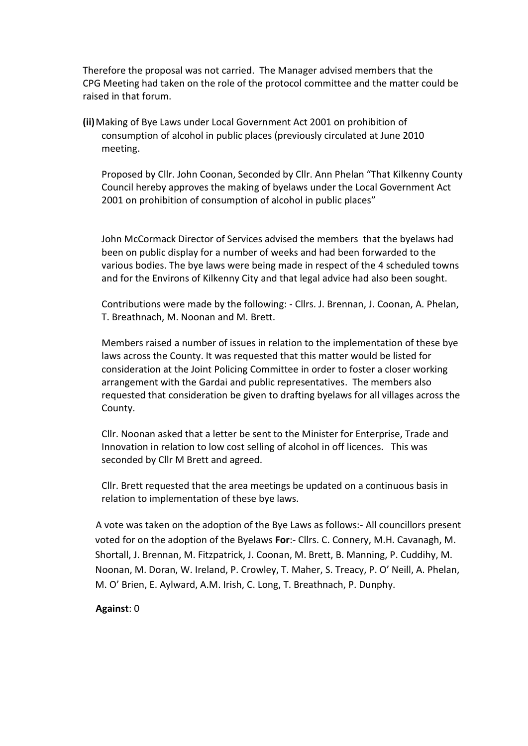Therefore the proposal was not carried. The Manager advised members that the CPG Meeting had taken on the role of the protocol committee and the matter could be raised in that forum.

**(ii)** Making of Bye Laws under Local Government Act 2001 on prohibition of consumption of alcohol in public places (previously circulated at June 2010 meeting.

Proposed by Cllr. John Coonan, Seconded by Cllr. Ann Phelan "That Kilkenny County Council hereby approves the making of byelaws under the Local Government Act 2001 on prohibition of consumption of alcohol in public places"

John McCormack Director of Services advised the members that the byelaws had been on public display for a number of weeks and had been forwarded to the various bodies. The bye laws were being made in respect of the 4 scheduled towns and for the Environs of Kilkenny City and that legal advice had also been sought.

Contributions were made by the following: - Cllrs. J. Brennan, J. Coonan, A. Phelan, T. Breathnach, M. Noonan and M. Brett.

Members raised a number of issues in relation to the implementation of these bye laws across the County. It was requested that this matter would be listed for consideration at the Joint Policing Committee in order to foster a closer working arrangement with the Gardai and public representatives. The members also requested that consideration be given to drafting byelaws for all villages across the County.

Cllr. Noonan asked that a letter be sent to the Minister for Enterprise, Trade and Innovation in relation to low cost selling of alcohol in off licences. This was seconded by Cllr M Brett and agreed.

Cllr. Brett requested that the area meetings be updated on a continuous basis in relation to implementation of these bye laws.

A vote was taken on the adoption of the Bye Laws as follows:- All councillors present voted for on the adoption of the Byelaws **For**:- Cllrs. C. Connery, M.H. Cavanagh, M. Shortall, J. Brennan, M. Fitzpatrick, J. Coonan, M. Brett, B. Manning, P. Cuddihy, M. Noonan, M. Doran, W. Ireland, P. Crowley, T. Maher, S. Treacy, P. O' Neill, A. Phelan, M. O' Brien, E. Aylward, A.M. Irish, C. Long, T. Breathnach, P. Dunphy.

**Against**: 0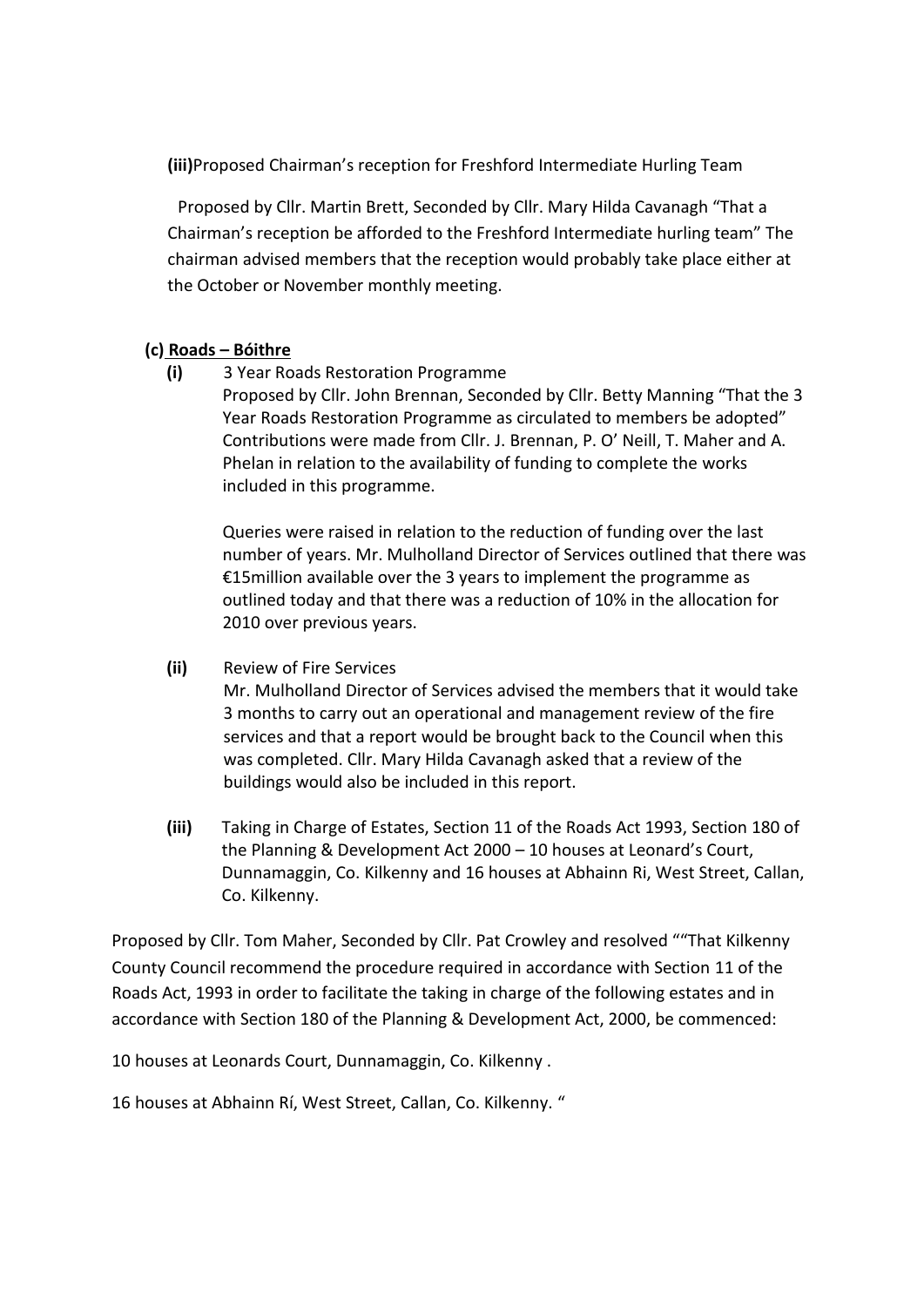**(iii)**Proposed Chairman's reception for Freshford Intermediate Hurling Team

Proposed by Cllr. Martin Brett, Seconded by Cllr. Mary Hilda Cavanagh "That a Chairman's reception be afforded to the Freshford Intermediate hurling team" The chairman advised members that the reception would probably take place either at the October or November monthly meeting.

**(c) Roads – Bóithre**

**(i)** 3 Year Roads Restoration Programme

Proposed by Cllr. John Brennan, Seconded by Cllr. Betty Manning "That the 3 Year Roads Restoration Programme as circulated to members be adopted" Contributions were made from Cllr. J. Brennan, P. O' Neill, T. Maher and A. Phelan in relation to the availability of funding to complete the works included in this programme.

Queries were raised in relation to the reduction of funding over the last number of years. Mr. Mulholland Director of Services outlined that there was €15million available over the 3 years to implement the programme as outlined today and that there was a reduction of 10% in the allocation for 2010 over previous years.

**(ii)** Review of Fire Services

Mr. Mulholland Director of Services advised the members that it would take 3 months to carry out an operational and management review of the fire services and that a report would be brought back to the Council when this was completed. Cllr. Mary Hilda Cavanagh asked that a review of the buildings would also be included in this report.

**(iii)** Taking in Charge of Estates, Section 11 of the Roads Act 1993, Section 180 of the Planning & Development Act 2000 – 10 houses at Leonard's Court, Dunnamaggin, Co. Kilkenny and 16 houses at Abhainn Ri, West Street, Callan, Co. Kilkenny.

Proposed by Cllr. Tom Maher, Seconded by Cllr. Pat Crowley and resolved ""That Kilkenny County Council recommend the procedure required in accordance with Section 11 of the Roads Act, 1993 in order to facilitate the taking in charge of the following estates and in accordance with Section 180 of the Planning & Development Act, 2000, be commenced:

10 houses at Leonards Court, Dunnamaggin, Co. Kilkenny .

16 houses at Abhainn Rí, West Street, Callan, Co. Kilkenny. "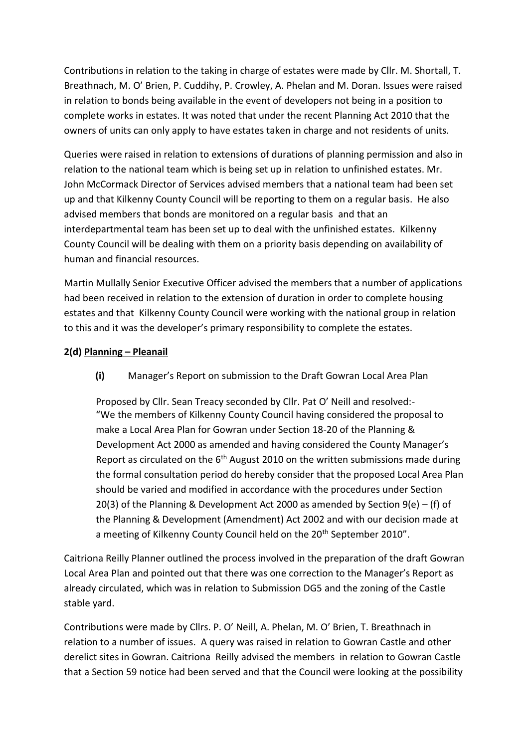Contributions in relation to the taking in charge of estates were made by Cllr. M. Shortall, T. Breathnach, M. O' Brien, P. Cuddihy, P. Crowley, A. Phelan and M. Doran. Issues were raised in relation to bonds being available in the event of developers not being in a position to complete works in estates. It was noted that under the recent Planning Act 2010 that the owners of units can only apply to have estates taken in charge and not residents of units.

Queries were raised in relation to extensions of durations of planning permission and also in relation to the national team which is being set up in relation to unfinished estates. Mr. John McCormack Director of Services advised members that a national team had been set up and that Kilkenny County Council will be reporting to them on a regular basis. He also advised members that bonds are monitored on a regular basis and that an interdepartmental team has been set up to deal with the unfinished estates. Kilkenny County Council will be dealing with them on a priority basis depending on availability of human and financial resources.

Martin Mullally Senior Executive Officer advised the members that a number of applications had been received in relation to the extension of duration in order to complete housing estates and that Kilkenny County Council were working with the national group in relation to this and it was the developer's primary responsibility to complete the estates.

**2(d) <u>Planning – Pleanail</u>**

**(i)** Manager's Report on submission to the Draft Gowran Local Area Plan

Proposed by Cllr. Sean Treacy seconded by Cllr. Pat O' Neill and resolved:-
"We the members of Kilkenny County Council having considered the proposal to make a Local Area Plan for Gowran under Section 18-20 of the Planning & Development Act 2000 as amended and having considered the County Manager's Report as circulated on the 6th August 2010 on the written submissions made during the formal consultation period do hereby consider that the proposed Local Area Plan should be varied and modified in accordance with the procedures under Section 20(3) of the Planning & Development Act 2000 as amended by Section 9(e) – (f) of the Planning & Development (Amendment) Act 2002 and with our decision made at a meeting of Kilkenny County Council held on the 20th September 2010".

Caitriona Reilly Planner outlined the process involved in the preparation of the draft Gowran Local Area Plan and pointed out that there was one correction to the Manager's Report as already circulated, which was in relation to Submission DG5 and the zoning of the Castle stable yard.

Contributions were made by Cllrs. P. O' Neill, A. Phelan, M. O' Brien, T. Breathnach in relation to a number of issues. A query was raised in relation to Gowran Castle and other derelict sites in Gowran. Caitriona Reilly advised the members in relation to Gowran Castle that a Section 59 notice had been served and that the Council were looking at the possibility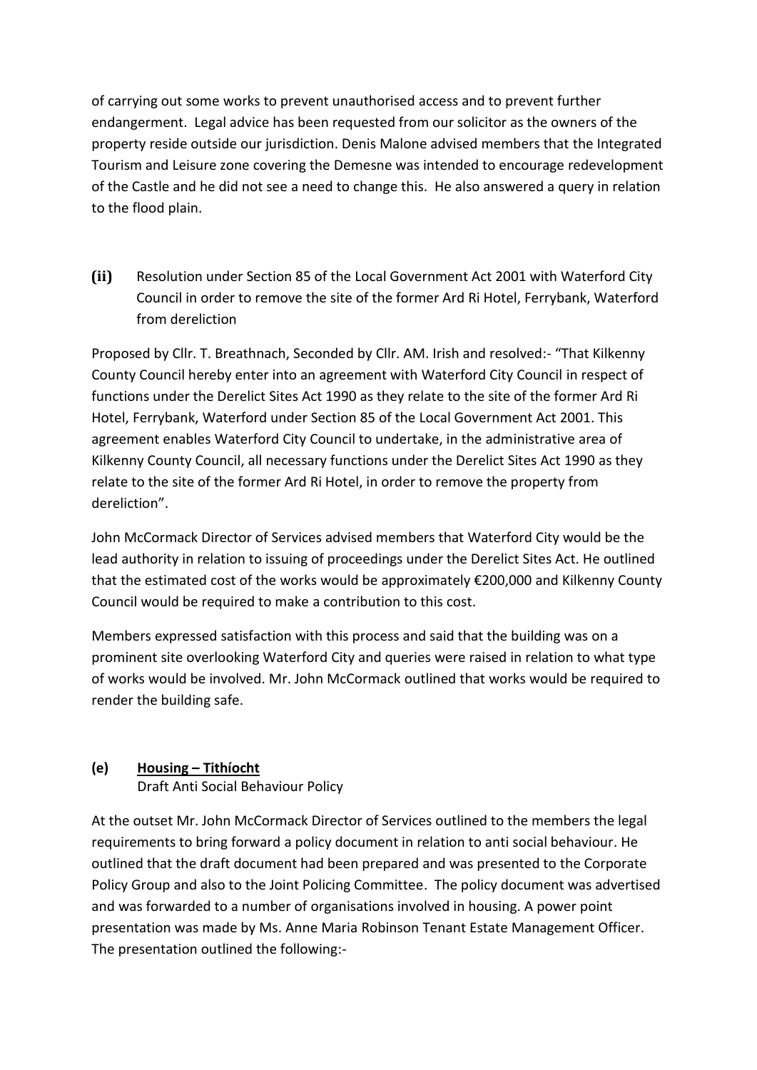of carrying out some works to prevent unauthorised access and to prevent further endangerment. Legal advice has been requested from our solicitor as the owners of the property reside outside our jurisdiction. Denis Malone advised members that the Integrated Tourism and Leisure zone covering the Demesne was intended to encourage redevelopment of the Castle and he did not see a need to change this. He also answered a query in relation to the flood plain.

**(ii)** Resolution under Section 85 of the Local Government Act 2001 with Waterford City Council in order to remove the site of the former Ard Ri Hotel, Ferrybank, Waterford from dereliction

Proposed by Cllr. T. Breathnach, Seconded by Cllr. AM. Irish and resolved:- "That Kilkenny County Council hereby enter into an agreement with Waterford City Council in respect of functions under the Derelict Sites Act 1990 as they relate to the site of the former Ard Ri Hotel, Ferrybank, Waterford under Section 85 of the Local Government Act 2001. This agreement enables Waterford City Council to undertake, in the administrative area of Kilkenny County Council, all necessary functions under the Derelict Sites Act 1990 as they relate to the site of the former Ard Ri Hotel, in order to remove the property from dereliction".

John McCormack Director of Services advised members that Waterford City would be the lead authority in relation to issuing of proceedings under the Derelict Sites Act. He outlined that the estimated cost of the works would be approximately €200,000 and Kilkenny County Council would be required to make a contribution to this cost.

Members expressed satisfaction with this process and said that the building was on a prominent site overlooking Waterford City and queries were raised in relation to what type of works would be involved. Mr. John McCormack outlined that works would be required to render the building safe.

**(e)** **<u>Housing – Tithíocht</u>**

Draft Anti Social Behaviour Policy

At the outset Mr. John McCormack Director of Services outlined to the members the legal requirements to bring forward a policy document in relation to anti social behaviour. He outlined that the draft document had been prepared and was presented to the Corporate Policy Group and also to the Joint Policing Committee. The policy document was advertised and was forwarded to a number of organisations involved in housing. A power point presentation was made by Ms. Anne Maria Robinson Tenant Estate Management Officer. The presentation outlined the following:-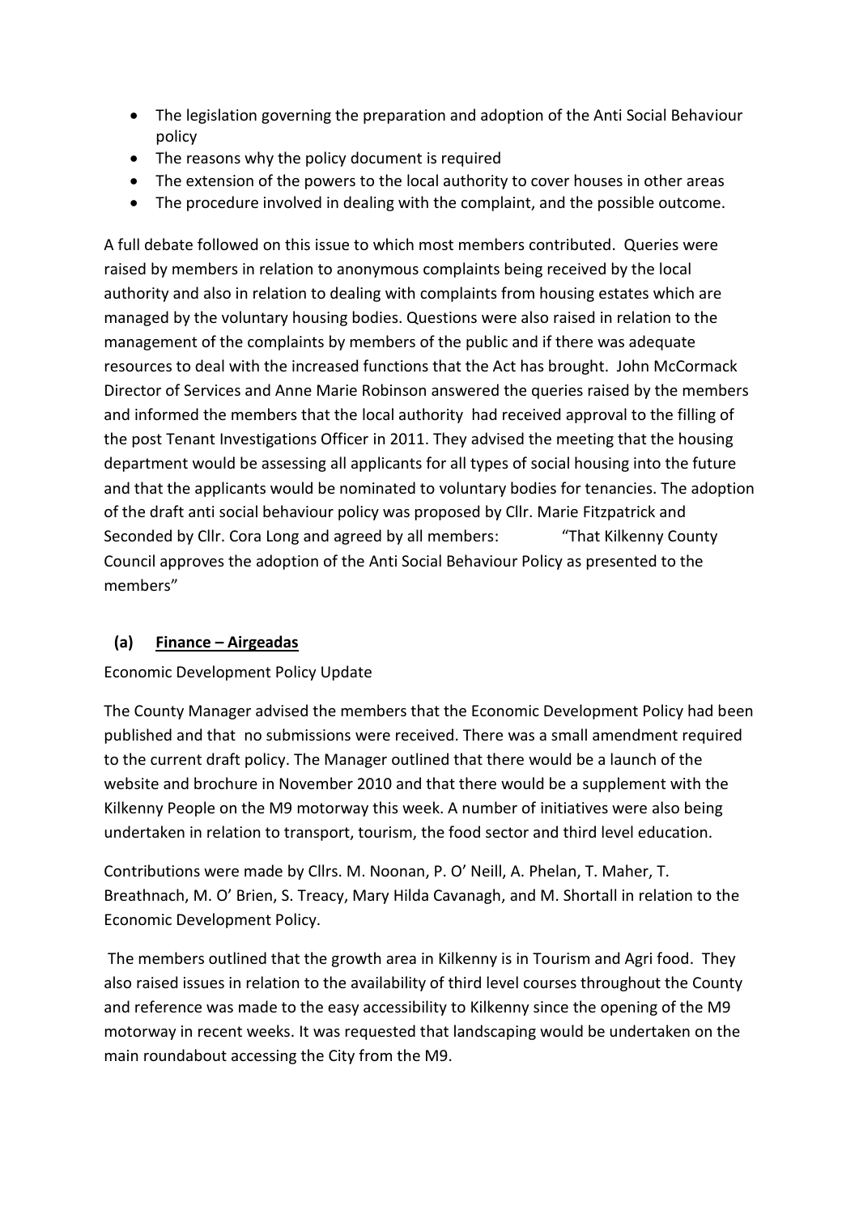- The legislation governing the preparation and adoption of the Anti Social Behaviour policy
- The reasons why the policy document is required
- The extension of the powers to the local authority to cover houses in other areas
- The procedure involved in dealing with the complaint, and the possible outcome.

A full debate followed on this issue to which most members contributed. Queries were raised by members in relation to anonymous complaints being received by the local authority and also in relation to dealing with complaints from housing estates which are managed by the voluntary housing bodies. Questions were also raised in relation to the management of the complaints by members of the public and if there was adequate resources to deal with the increased functions that the Act has brought. John McCormack Director of Services and Anne Marie Robinson answered the queries raised by the members and informed the members that the local authority had received approval to the filling of the post Tenant Investigations Officer in 2011. They advised the meeting that the housing department would be assessing all applicants for all types of social housing into the future and that the applicants would be nominated to voluntary bodies for tenancies. The adoption of the draft anti social behaviour policy was proposed by Cllr. Marie Fitzpatrick and Seconded by Cllr. Cora Long and agreed by all members: "That Kilkenny County Council approves the adoption of the Anti Social Behaviour Policy as presented to the members"

**(a) Finance – Airgeadas**

Economic Development Policy Update

The County Manager advised the members that the Economic Development Policy had been published and that no submissions were received. There was a small amendment required to the current draft policy. The Manager outlined that there would be a launch of the website and brochure in November 2010 and that there would be a supplement with the Kilkenny People on the M9 motorway this week. A number of initiatives were also being undertaken in relation to transport, tourism, the food sector and third level education.

Contributions were made by Cllrs. M. Noonan, P. O' Neill, A. Phelan, T. Maher, T. Breathnach, M. O' Brien, S. Treacy, Mary Hilda Cavanagh, and M. Shortall in relation to the Economic Development Policy.

The members outlined that the growth area in Kilkenny is in Tourism and Agri food. They also raised issues in relation to the availability of third level courses throughout the County and reference was made to the easy accessibility to Kilkenny since the opening of the M9 motorway in recent weeks. It was requested that landscaping would be undertaken on the main roundabout accessing the City from the M9.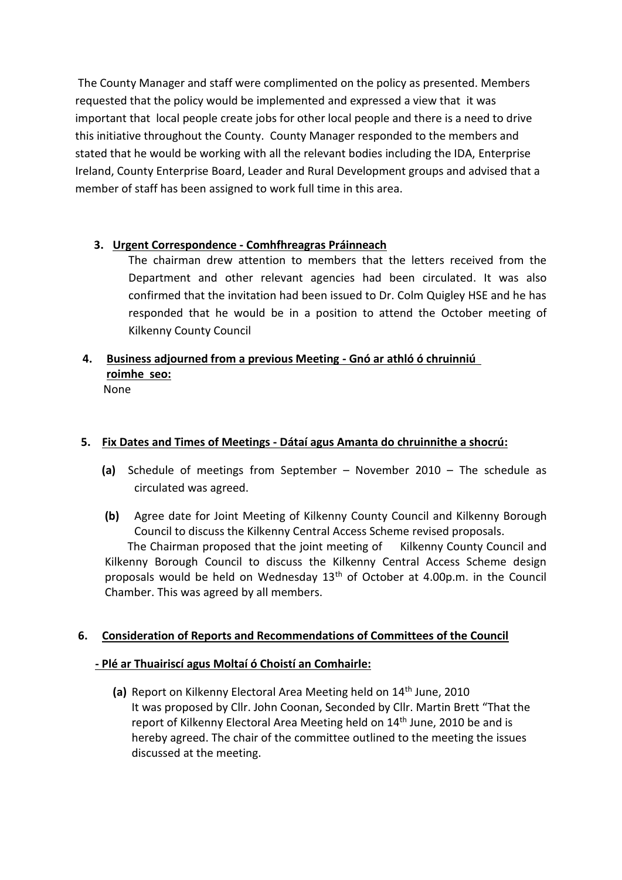The County Manager and staff were complimented on the policy as presented. Members requested that the policy would be implemented and expressed a view that it was important that local people create jobs for other local people and there is a need to drive this initiative throughout the County. County Manager responded to the members and stated that he would be working with all the relevant bodies including the IDA, Enterprise Ireland, County Enterprise Board, Leader and Rural Development groups and advised that a member of staff has been assigned to work full time in this area.

**3. Urgent Correspondence - Comhfhreagras Práinneach**

The chairman drew attention to members that the letters received from the Department and other relevant agencies had been circulated. It was also confirmed that the invitation had been issued to Dr. Colm Quigley HSE and he has responded that he would be in a position to attend the October meeting of Kilkenny County Council

**4. Business adjourned from a previous Meeting - Gnó ar athló ó chruinniú roimhe seo:**

None

**5. Fix Dates and Times of Meetings - Dátaí agus Amanta do chruinnithe a shocrú:**

**(a)** Schedule of meetings from September – November 2010 – The schedule as circulated was agreed.

**(b)** Agree date for Joint Meeting of Kilkenny County Council and Kilkenny Borough Council to discuss the Kilkenny Central Access Scheme revised proposals.

The Chairman proposed that the joint meeting of Kilkenny County Council and Kilkenny Borough Council to discuss the Kilkenny Central Access Scheme design proposals would be held on Wednesday 13th of October at 4.00p.m. in the Council Chamber. This was agreed by all members.

**6. Consideration of Reports and Recommendations of Committees of the Council**

**- Plé ar Thuairiscí agus Moltaí ó Choistí an Comhairle:**

**(a)** Report on Kilkenny Electoral Area Meeting held on 14th June, 2010

It was proposed by Cllr. John Coonan, Seconded by Cllr. Martin Brett "That the report of Kilkenny Electoral Area Meeting held on 14th June, 2010 be and is hereby agreed. The chair of the committee outlined to the meeting the issues discussed at the meeting.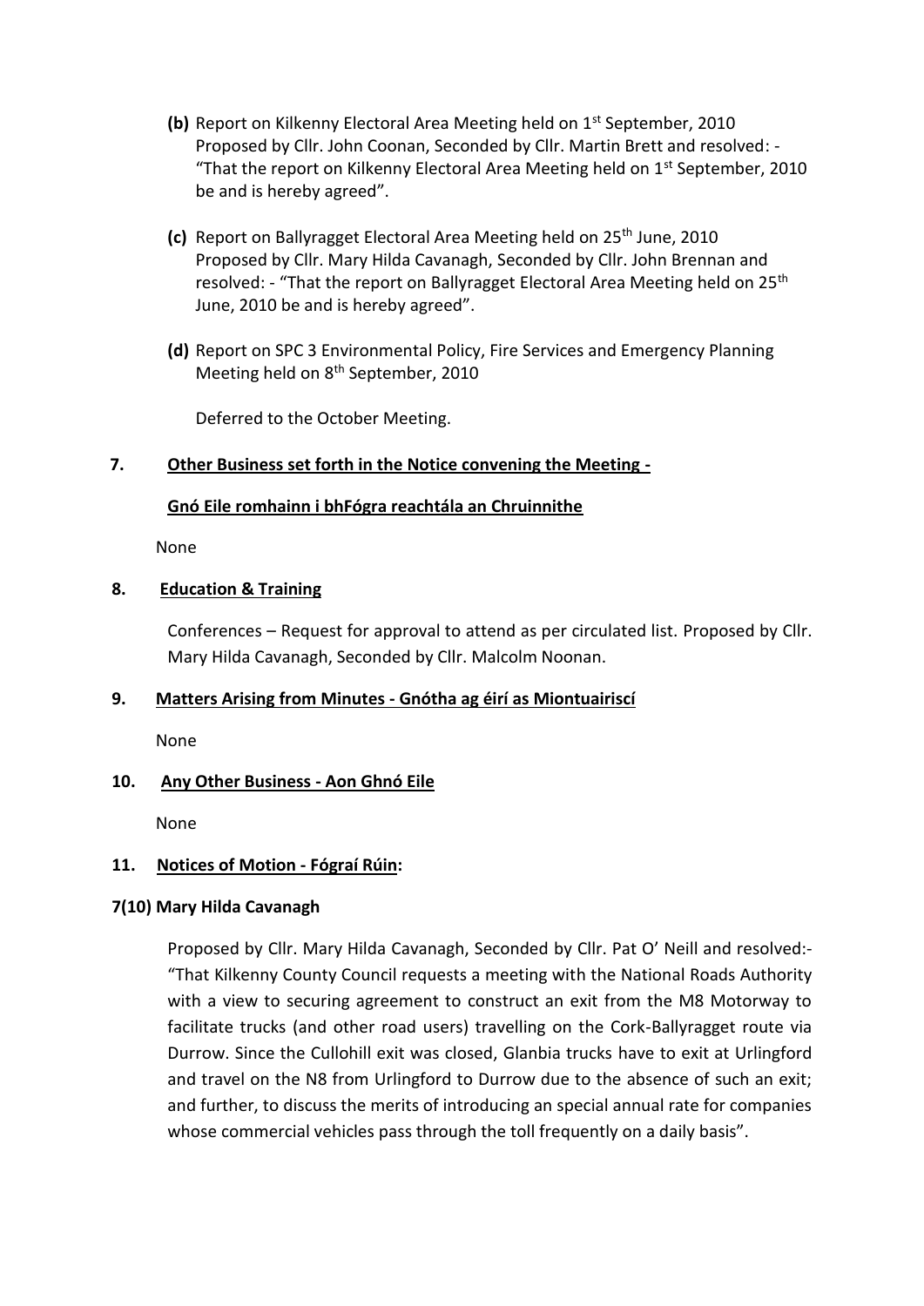**(b)** Report on Kilkenny Electoral Area Meeting held on 1st September, 2010
Proposed by Cllr. John Coonan, Seconded by Cllr. Martin Brett and resolved: - "That the report on Kilkenny Electoral Area Meeting held on 1st September, 2010 be and is hereby agreed".

**(c)** Report on Ballyragget Electoral Area Meeting held on 25th June, 2010
Proposed by Cllr. Mary Hilda Cavanagh, Seconded by Cllr. John Brennan and resolved: - "That the report on Ballyragget Electoral Area Meeting held on 25th June, 2010 be and is hereby agreed".

**(d)** Report on SPC 3 Environmental Policy, Fire Services and Emergency Planning Meeting held on 8th September, 2010

Deferred to the October Meeting.

**7. Other Business set forth in the Notice convening the Meeting -**

**Gnó Eile romhainn i bhFógra reachtála an Chruinnithe**

None

**8. Education & Training**

Conferences – Request for approval to attend as per circulated list. Proposed by Cllr. Mary Hilda Cavanagh, Seconded by Cllr. Malcolm Noonan.

**9. Matters Arising from Minutes - Gnótha ag éirí as Miontuairiscí**

None

**10. Any Other Business - Aon Ghnó Eile**

None

**11. Notices of Motion - Fógraí Rúin:**

**7(10) Mary Hilda Cavanagh**

Proposed by Cllr. Mary Hilda Cavanagh, Seconded by Cllr. Pat O' Neill and resolved:- "That Kilkenny County Council requests a meeting with the National Roads Authority with a view to securing agreement to construct an exit from the M8 Motorway to facilitate trucks (and other road users) travelling on the Cork-Ballyragget route via Durrow. Since the Cullohill exit was closed, Glanbia trucks have to exit at Urlingford and travel on the N8 from Urlingford to Durrow due to the absence of such an exit; and further, to discuss the merits of introducing an special annual rate for companies whose commercial vehicles pass through the toll frequently on a daily basis".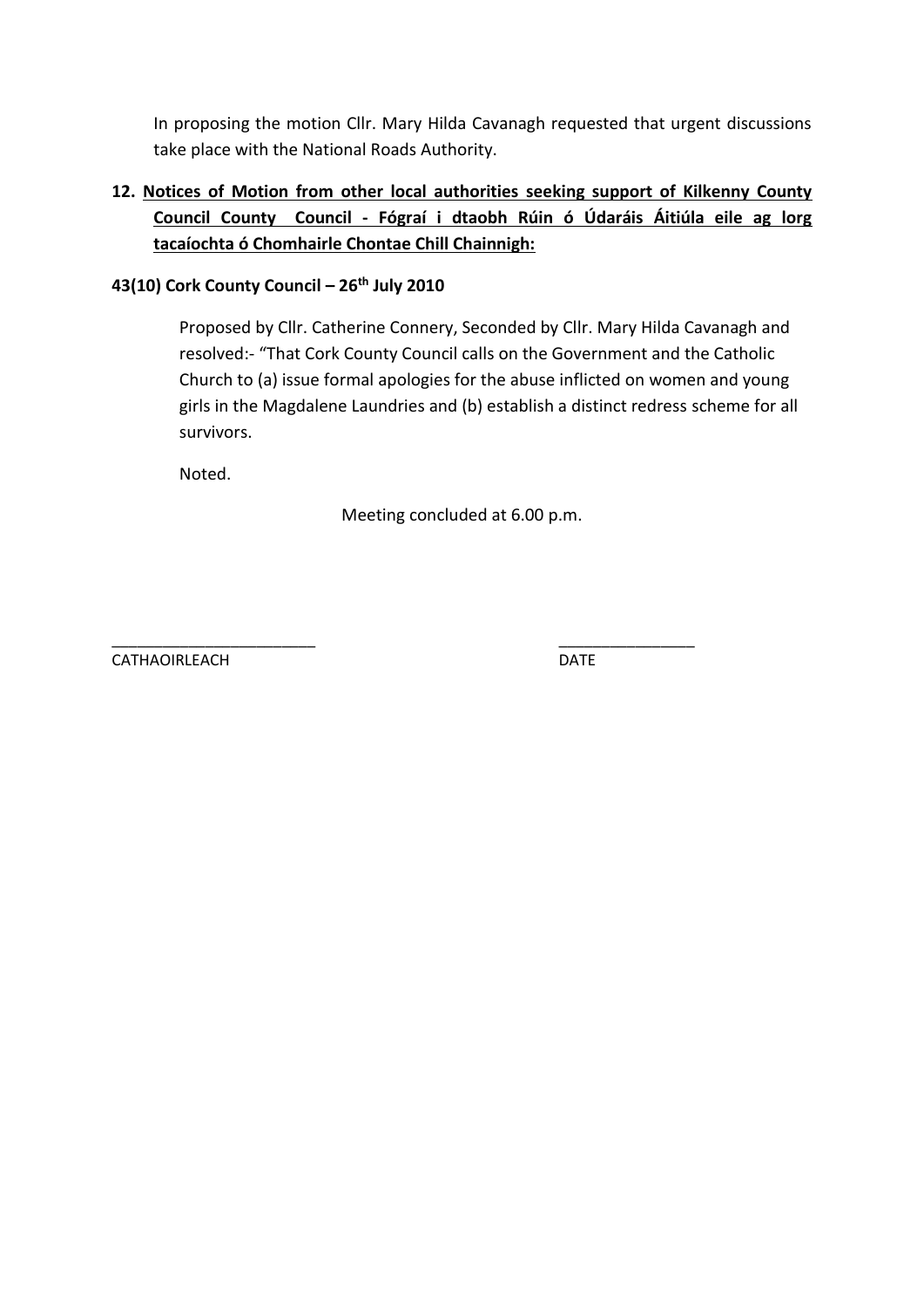In proposing the motion Cllr. Mary Hilda Cavanagh requested that urgent discussions take place with the National Roads Authority.

**12. Notices of Motion from other local authorities seeking support of Kilkenny County Council County Council - Fógraí i dtaobh Rúin ó Údaráis Áitiúla eile ag lorg tacaíochta ó Chomhairle Chontae Chill Chainnigh:**

**43(10) Cork County Council – 26th July 2010**

Proposed by Cllr. Catherine Connery, Seconded by Cllr. Mary Hilda Cavanagh and resolved:- "That Cork County Council calls on the Government and the Catholic Church to (a) issue formal apologies for the abuse inflicted on women and young girls in the Magdalene Laundries and (b) establish a distinct redress scheme for all survivors.

Noted.

Meeting concluded at 6.00 p.m.

_______________________ _______________

CATHAOIRLEACH DATE